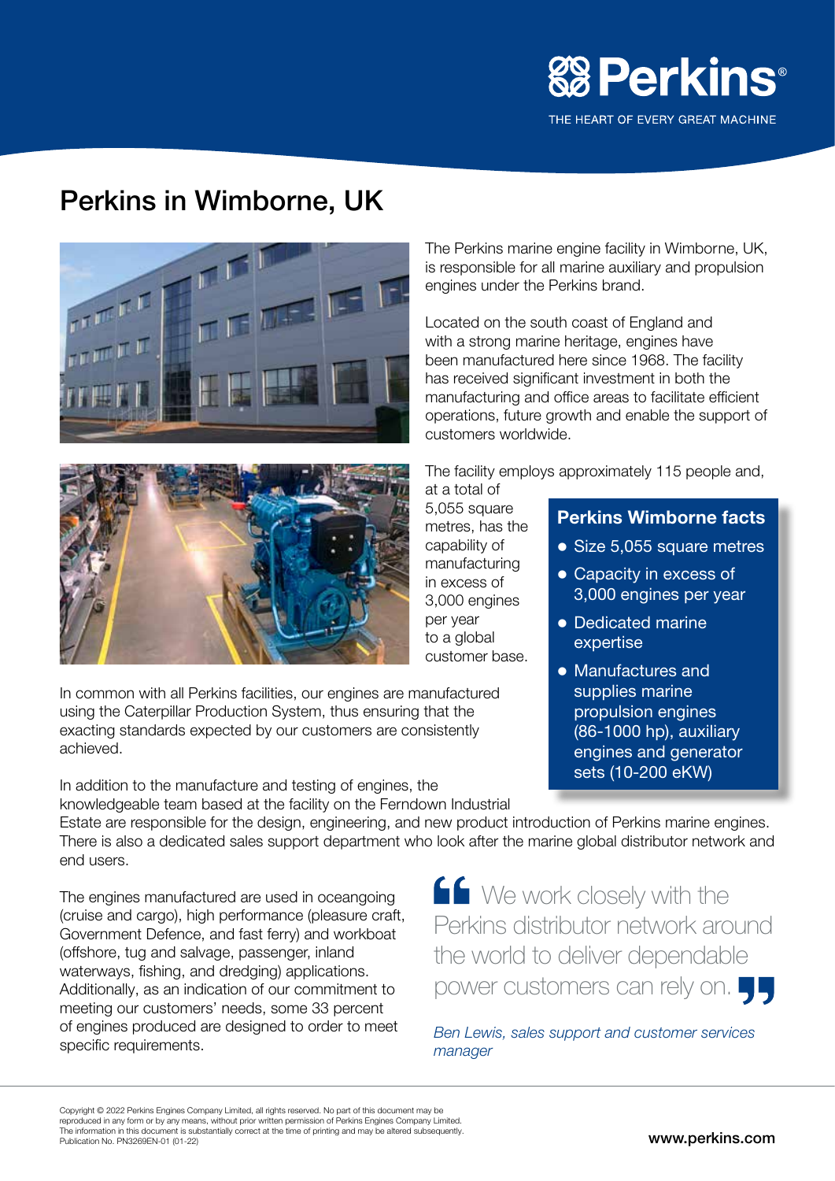Perkins®

THE HEART OF EVERY GREAT MACHINE

# Perkins in Wimborne, UK

The Perkins marine engine facility in Wimborne, UK, is responsible for all marine auxiliary and propulsion engines under the Perkins brand.

Located on the south coast of England and with a strong marine heritage, engines have been manufactured here since 1968. The facility has received significant investment in both the manufacturing and office areas to facilitate efficient operations, future growth and enable the support of customers worldwide.

The facility employs approximately 115 people and, at a total of 5,055 square metres, has the capability of manufacturing in excess of 3,000 engines per year to a global customer base.

## Perkins Wimborne facts

- Size 5,055 square metres
- Capacity in excess of 3,000 engines per year
- Dedicated marine expertise
- Manufactures and supplies marine propulsion engines (86-1000 hp), auxiliary engines and generator sets (10-200 eKW)

In common with all Perkins facilities, our engines are manufactured using the Caterpillar Production System, thus ensuring that the exacting standards expected by our customers are consistently achieved.

In addition to the manufacture and testing of engines, the knowledgeable team based at the facility on the Ferndown Industrial Estate are responsible for the design, engineering, and new product introduction of Perkins marine engines. There is also a dedicated sales support department who look after the marine global distributor network and end users.

The engines manufactured are used in oceangoing (cruise and cargo), high performance (pleasure craft, Government Defence, and fast ferry) and workboat (offshore, tug and salvage, passenger, inland waterways, fishing, and dredging) applications. Additionally, as an indication of our commitment to meeting our customers' needs, some 33 percent of engines produced are designed to order to meet specific requirements.

> We work closely with the Perkins distributor network around the world to deliver dependable power customers can rely on.

*Ben Lewis, sales support and customer services manager*

Copyright © 2022 Perkins Engines Company Limited, all rights reserved. No part of this document may be reproduced in any form or by any means, without prior written permission of Perkins Engines Company Limited. The information in this document is substantially correct at the time of printing and may be altered subsequently. Publication No. PN3269EN-01 (01-22)

www.perkins.com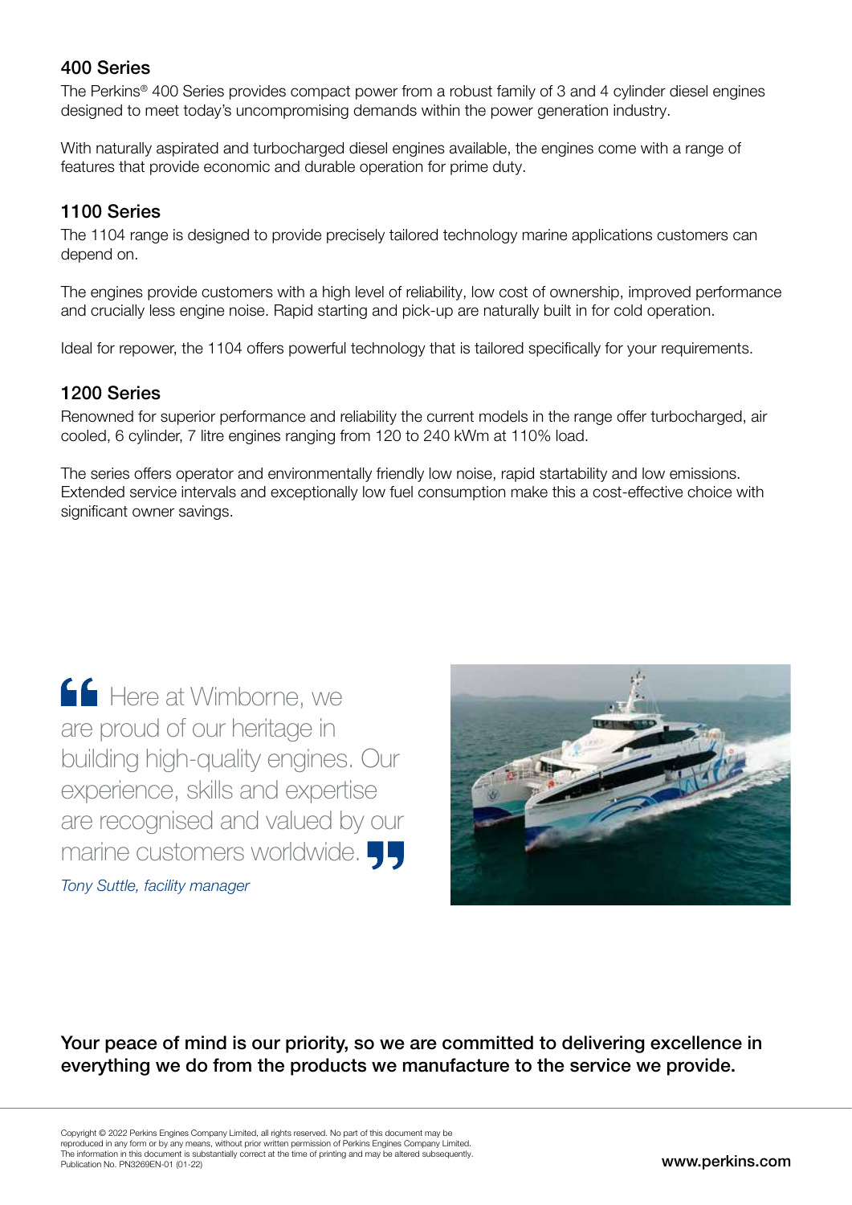## 400 Series

The Perkins® 400 Series provides compact power from a robust family of 3 and 4 cylinder diesel engines designed to meet today's uncompromising demands within the power generation industry.

With naturally aspirated and turbocharged diesel engines available, the engines come with a range of features that provide economic and durable operation for prime duty.

## 1100 Series

The 1104 range is designed to provide precisely tailored technology marine applications customers can depend on.

The engines provide customers with a high level of reliability, low cost of ownership, improved performance and crucially less engine noise. Rapid starting and pick-up are naturally built in for cold operation.

Ideal for repower, the 1104 offers powerful technology that is tailored specifically for your requirements.

## 1200 Series

Renowned for superior performance and reliability the current models in the range offer turbocharged, air cooled, 6 cylinder, 7 litre engines ranging from 120 to 240 kWm at 110% load.

The series offers operator and environmentally friendly low noise, rapid startability and low emissions. Extended service intervals and exceptionally low fuel consumption make this a cost-effective choice with significant owner savings.

> "Here at Wimborne, we are proud of our heritage in building high-quality engines. Our experience, skills and expertise are recognised and valued by our marine customers worldwide."
>
> *Tony Suttle, facility manager*

**Your peace of mind is our priority, so we are committed to delivering excellence in everything we do from the products we manufacture to the service we provide.**

Copyright © 2022 Perkins Engines Company Limited, all rights reserved. No part of this document may be reproduced in any form or by any means, without prior written permission of Perkins Engines Company Limited. The information in this document is substantially correct at the time of printing and may be altered subsequently. Publication No. PN3269EN-01 (01-22)

www.perkins.com